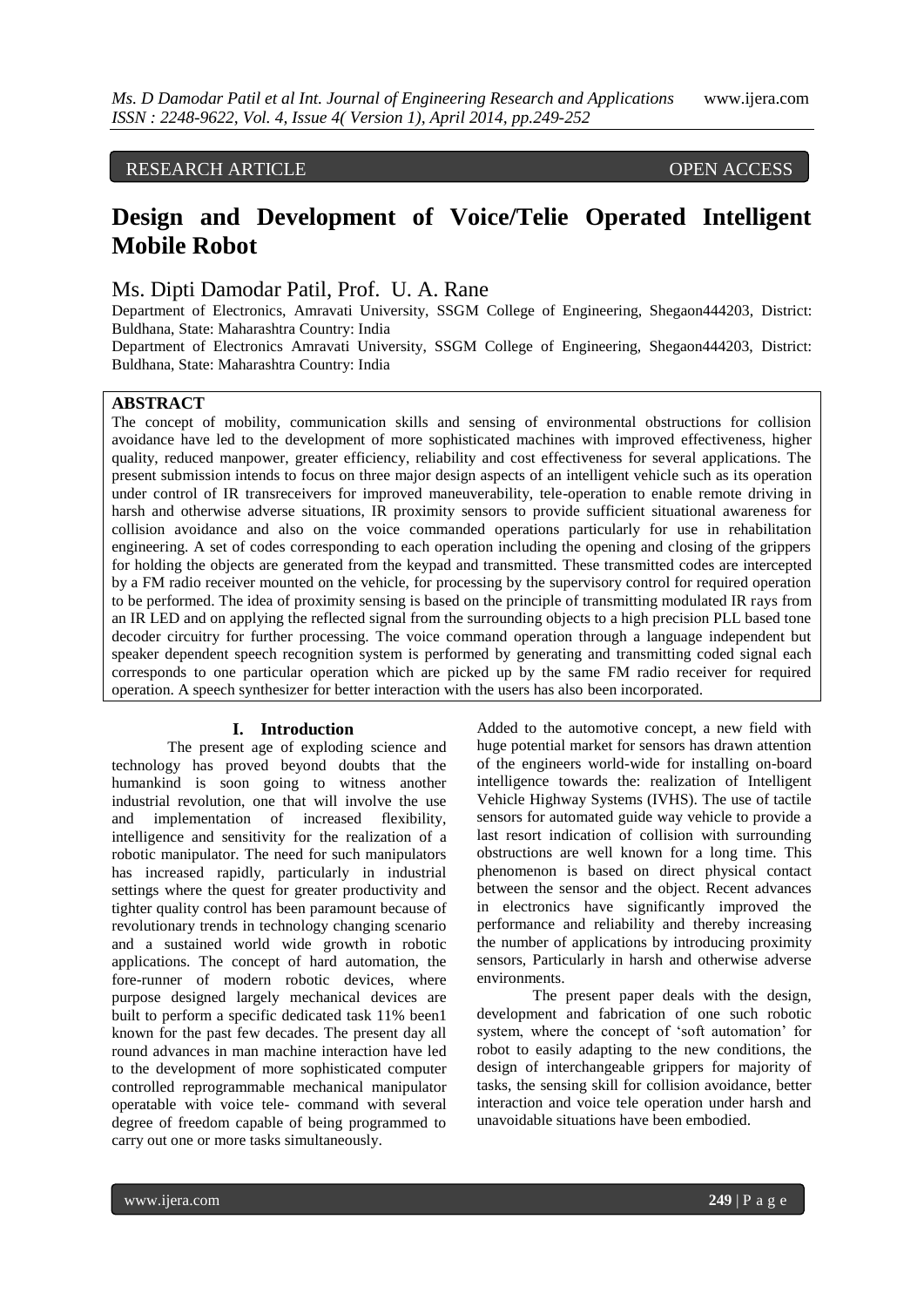RESEARCH ARTICLE OPEN ACCESS

# Design and Development of Voice/Telie Operated Intelligent Mobile Robot

Ms. Dipti Damodar Patil, Prof. U. A. Rane

Department of Electronics, Amravati University, SSGM College of Engineering, Shegaon444203, District: Buldhana, State: Maharashtra Country: India

Department of Electronics Amravati University, SSGM College of Engineering, Shegaon444203, District: Buldhana, State: Maharashtra Country: India

## ABSTRACT

The concept of mobility, communication skills and sensing of environmental obstructions for collision avoidance have led to the development of more sophisticated machines with improved effectiveness, higher quality, reduced manpower, greater efficiency, reliability and cost effectiveness for several applications. The present submission intends to focus on three major design aspects of an intelligent vehicle such as its operation under control of IR transreceivers for improved maneuverability, tele-operation to enable remote driving in harsh and otherwise adverse situations, IR proximity sensors to provide sufficient situational awareness for collision avoidance and also on the voice commanded operations particularly for use in rehabilitation engineering. A set of codes corresponding to each operation including the opening and closing of the grippers for holding the objects are generated from the keypad and transmitted. These transmitted codes are intercepted by a FM radio receiver mounted on the vehicle, for processing by the supervisory control for required operation to be performed. The idea of proximity sensing is based on the principle of transmitting modulated IR rays from an IR LED and on applying the reflected signal from the surrounding objects to a high precision PLL based tone decoder circuitry for further processing. The voice command operation through a language independent but speaker dependent speech recognition system is performed by generating and transmitting coded signal each corresponds to one particular operation which are picked up by the same FM radio receiver for required operation. A speech synthesizer for better interaction with the users has also been incorporated.

## I. Introduction

The present age of exploding science and technology has proved beyond doubts that the humankind is soon going to witness another industrial revolution, one that will involve the use and implementation of increased flexibility, intelligence and sensitivity for the realization of a robotic manipulator. The need for such manipulators has increased rapidly, particularly in industrial settings where the quest for greater productivity and tighter quality control has been paramount because of revolutionary trends in technology changing scenario and a sustained world wide growth in robotic applications. The concept of hard automation, the fore-runner of modern robotic devices, where purpose designed largely mechanical devices are built to perform a specific dedicated task 11% been1 known for the past few decades. The present day all round advances in man machine interaction have led to the development of more sophisticated computer controlled reprogrammable mechanical manipulator operatable with voice tele- command with several degree of freedom capable of being programmed to carry out one or more tasks simultaneously.

Added to the automotive concept, a new field with huge potential market for sensors has drawn attention of the engineers world-wide for installing on-board intelligence towards the: realization of Intelligent Vehicle Highway Systems (IVHS). The use of tactile sensors for automated guide way vehicle to provide a last resort indication of collision with surrounding obstructions are well known for a long time. This phenomenon is based on direct physical contact between the sensor and the object. Recent advances in electronics have significantly improved the performance and reliability and thereby increasing the number of applications by introducing proximity sensors, Particularly in harsh and otherwise adverse environments.

The present paper deals with the design, development and fabrication of one such robotic system, where the concept of 'soft automation' for robot to easily adapting to the new conditions, the design of interchangeable grippers for majority of tasks, the sensing skill for collision avoidance, better interaction and voice tele operation under harsh and unavoidable situations have been embodied.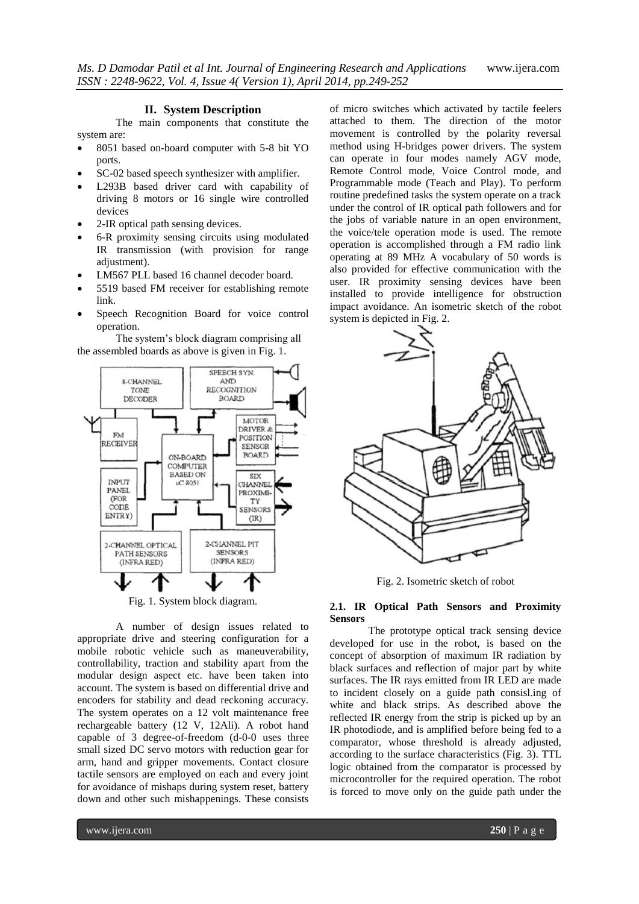## II. System Description

The main components that constitute the system are:

- 8051 based on-board computer with 5-8 bit YO ports.
- SC-02 based speech synthesizer with amplifier.
- L293B based driver card with capability of driving 8 motors or 16 single wire controlled devices
- 2-IR optical path sensing devices.
- 6-R proximity sensing circuits using modulated IR transmission (with provision for range adjustment).
- LM567 PLL based 16 channel decoder board.
- 5519 based FM receiver for establishing remote link.
- Speech Recognition Board for voice control operation.

The system's block diagram comprising all the assembled boards as above is given in Fig. 1.

Fig. 1. System block diagram.

A number of design issues related to appropriate drive and steering configuration for a mobile robotic vehicle such as maneuverability, controllability, traction and stability apart from the modular design aspect etc. have been taken into account. The system is based on differential drive and encoders for stability and dead reckoning accuracy. The system operates on a 12 volt maintenance free rechargeable battery (12 V, 12Ali). A robot hand capable of 3 degree-of-freedom (d-0-0 uses three small sized DC servo motors with reduction gear for arm, hand and gripper movements. Contact closure tactile sensors are employed on each and every joint for avoidance of mishaps during system reset, battery down and other such mishappenings. These consists of micro switches which activated by tactile feelers attached to them. The direction of the motor movement is controlled by the polarity reversal method using H-bridges power drivers. The system can operate in four modes namely AGV mode, Remote Control mode, Voice Control mode, and Programmable mode (Teach and Play). To perform routine predefined tasks the system operate on a track under the control of IR optical path followers and for the jobs of variable nature in an open environment, the voice/tele operation mode is used. The remote operation is accomplished through a FM radio link operating at 89 MHz A vocabulary of 50 words is also provided for effective communication with the user. IR proximity sensing devices have been installed to provide intelligence for obstruction impact avoidance. An isometric sketch of the robot system is depicted in Fig. 2.

Fig. 2. Isometric sketch of robot

### 2.1. IR Optical Path Sensors and Proximity Sensors

The prototype optical track sensing device developed for use in the robot, is based on the concept of absorption of maximum IR radiation by black surfaces and reflection of major part by white surfaces. The IR rays emitted from IR LED are made to incident closely on a guide path consisl.ing of white and black strips. As described above the reflected IR energy from the strip is picked up by an IR photodiode, and is amplified before being fed to a comparator, whose threshold is already adjusted, according to the surface characteristics (Fig. 3). TTL logic obtained from the comparator is processed by microcontroller for the required operation. The robot is forced to move only on the guide path under the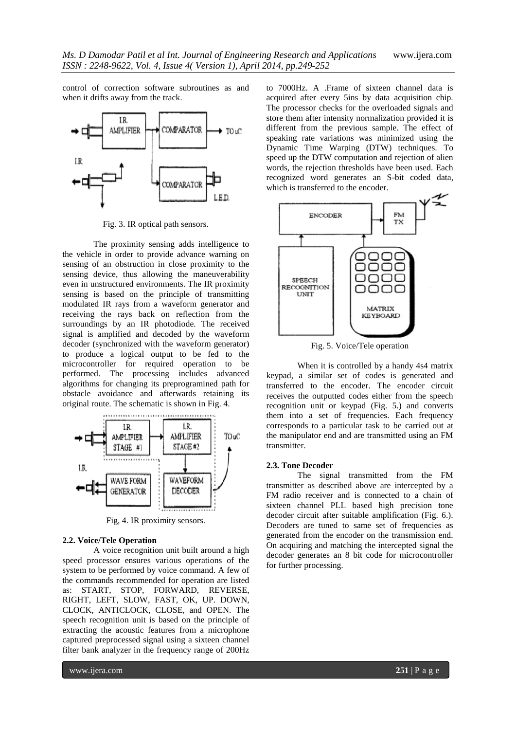control of correction software subroutines as and when it drifts away from the track.

Fig. 3. IR optical path sensors.

The proximity sensing adds intelligence to the vehicle in order to provide advance warning on sensing of an obstruction in close proximity to the sensing device, thus allowing the maneuverability even in unstructured environments. The IR proximity sensing is based on the principle of transmitting modulated IR rays from a waveform generator and receiving the rays back on reflection from the surroundings by an IR photodiode. The received signal is amplified and decoded by the waveform decoder (synchronized with the waveform generator) to produce a logical output to be fed to the microcontroller for required operation to be performed. The processing includes advanced algorithms for changing its preprogramined path for obstacle avoidance and afterwards retaining its original route. The schematic is shown in Fig. 4.

Fig, 4. IR proximity sensors.

### 2.2. Voice/Tele Operation

A voice recognition unit built around a high speed processor ensures various operations of the system to be performed by voice command. A few of the commands recommended for operation are listed as: START, STOP, FORWARD, REVERSE, RIGHT, LEFT, SLOW, FAST, OK, UP. DOWN, CLOCK, ANTICLOCK, CLOSE, and OPEN. The speech recognition unit is based on the principle of extracting the acoustic features from a microphone captured preprocessed signal using a sixteen channel filter bank analyzer in the frequency range of 200Hz to 7000Hz. A .Frame of sixteen channel data is acquired after every 5ins by data acquisition chip. The processor checks for the overloaded signals and store them after intensity normalization provided it is different from the previous sample. The effect of speaking rate variations was minimized using the Dynamic Time Warping (DTW) techniques. To speed up the DTW computation and rejection of alien words, the rejection thresholds have been used. Each recognized word generates an S-bit coded data, which is transferred to the encoder.

Fig. 5. Voice/Tele operation

When it is controlled by a handy 4s4 matrix keypad, a similar set of codes is generated and transferred to the encoder. The encoder circuit receives the outputted codes either from the speech recognition unit or keypad (Fig. 5.) and converts them into a set of frequencies. Each frequency corresponds to a particular task to be carried out at the manipulator end and are transmitted using an FM transmitter.

### 2.3. Tone Decoder

The signal transmitted from the FM transmitter as described above are intercepted by a FM radio receiver and is connected to a chain of sixteen channel PLL based high precision tone decoder circuit after suitable amplification (Fig. 6.). Decoders are tuned to same set of frequencies as generated from the encoder on the transmission end. On acquiring and matching the intercepted signal the decoder generates an 8 bit code for microcontroller for further processing.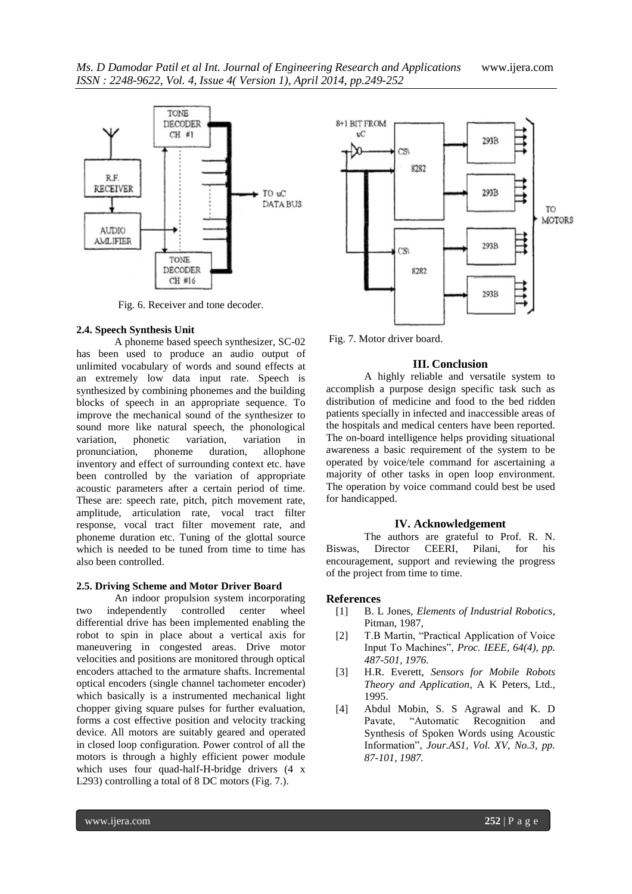TONE DECODER CH #1

R.F. RECEIVER

AUDIO AMLIFIER

TONE DECODER CH #16

TO uC DATA BUS

Fig. 6. Receiver and tone decoder.

### 2.4. Speech Synthesis Unit

A phoneme based speech synthesizer, SC-02 has been used to produce an audio output of unlimited vocabulary of words and sound effects at an extremely low data input rate. Speech is synthesized by combining phonemes and the building blocks of speech in an appropriate sequence. To improve the mechanical sound of the synthesizer to sound more like natural speech, the phonological variation, phonetic variation, variation in pronunciation, phoneme duration, allophone inventory and effect of surrounding context etc. have been controlled by the variation of appropriate acoustic parameters after a certain period of time. These are: speech rate, pitch, pitch movement rate, amplitude, articulation rate, vocal tract filter response, vocal tract filter movement rate, and phoneme duration etc. Tuning of the glottal source which is needed to be tuned from time to time has also been controlled.

### 2.5. Driving Scheme and Motor Driver Board

An indoor propulsion system incorporating two independently controlled center wheel differential drive has been implemented enabling the robot to spin in place about a vertical axis for maneuvering in congested areas. Drive motor velocities and positions are monitored through optical encoders attached to the armature shafts. Incremental optical encoders (single channel tachometer encoder) which basically is a instrumented mechanical light chopper giving square pulses for further evaluation, forms a cost effective position and velocity tracking device. All motors are suitably geared and operated in closed loop configuration. Power control of all the motors is through a highly efficient power module which uses four quad-half-H-bridge drivers (4 x L293) controlling a total of 8 DC motors (Fig. 7.).

8+1 BIT FROM uC

CS\

8282

CS\

8282

293B

293B

293B

293B

TO MOTORS

Fig. 7. Motor driver board.

## III. Conclusion

A highly reliable and versatile system to accomplish a purpose design specific task such as distribution of medicine and food to the bed ridden patients specially in infected and inaccessible areas of the hospitals and medical centers have been reported. The on-board intelligence helps providing situational awareness a basic requirement of the system to be operated by voice/tele command for ascertaining a majority of other tasks in open loop environment. The operation by voice command could best be used for handicapped.

## IV. Acknowledgement

The authors are grateful to Prof. R. N. Biswas, Director CEERI, Pilani, for his encouragement, support and reviewing the progress of the project from time to time.

## References

[1] B. L Jones, *Elements of Industrial Robotics*, Pitman, 1987,

[2] T.B Martin, "Practical Application of Voice Input To Machines", *Proc. IEEE, 64(4), pp. 487-501, 1976.*

[3] H.R. Everett, *Sensors for Mobile Robots Theory and Application*, A K Peters, Ltd., 1995.

[4] Abdul Mobin, S. S Agrawal and K. D Pavate, "Automatic Recognition and Synthesis of Spoken Words using Acoustic Information", *Jour.AS1, Vol. XV, No.3, pp. 87-101, 1987.*